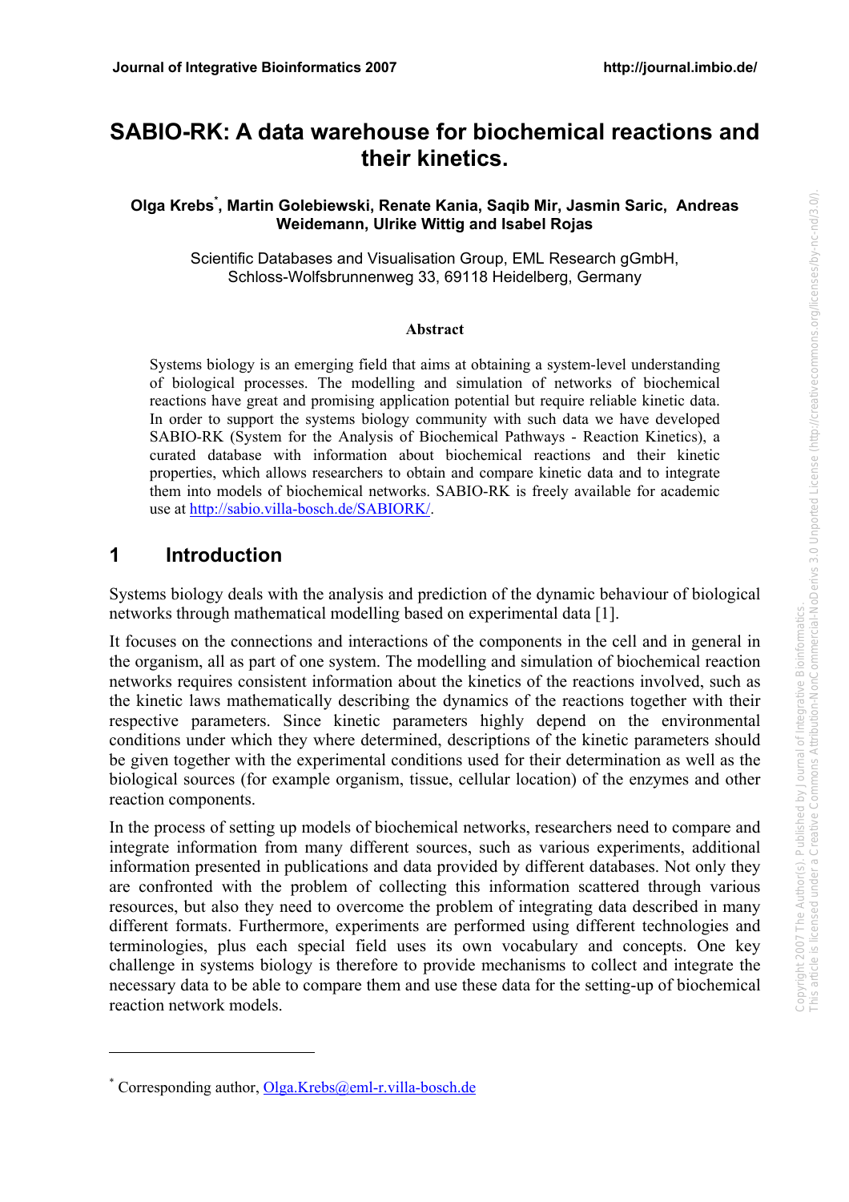# SABIO-RK: A data warehouse for biochemical reactions and their kinetics.

**Olga Krebs[*], Martin Golebiewski, Renate Kania, Saqib Mir, Jasmin Saric, Andreas Weidemann, Ulrike Wittig and Isabel Rojas**

Scientific Databases and Visualisation Group, EML Research gGmbH, Schloss-Wolfsbrunnenweg 33, 69118 Heidelberg, Germany

**Abstract**

Systems biology is an emerging field that aims at obtaining a system-level understanding of biological processes. The modelling and simulation of networks of biochemical reactions have great and promising application potential but require reliable kinetic data. In order to support the systems biology community with such data we have developed SABIO-RK (System for the Analysis of Biochemical Pathways - Reaction Kinetics), a curated database with information about biochemical reactions and their kinetic properties, which allows researchers to obtain and compare kinetic data and to integrate them into models of biochemical networks. SABIO-RK is freely available for academic use at http://sabio.villa-bosch.de/SABIORK/.

## 1 Introduction

Systems biology deals with the analysis and prediction of the dynamic behaviour of biological networks through mathematical modelling based on experimental data [1].

It focuses on the connections and interactions of the components in the cell and in general in the organism, all as part of one system. The modelling and simulation of biochemical reaction networks requires consistent information about the kinetics of the reactions involved, such as the kinetic laws mathematically describing the dynamics of the reactions together with their respective parameters. Since kinetic parameters highly depend on the environmental conditions under which they where determined, descriptions of the kinetic parameters should be given together with the experimental conditions used for their determination as well as the biological sources (for example organism, tissue, cellular location) of the enzymes and other reaction components.

In the process of setting up models of biochemical networks, researchers need to compare and integrate information from many different sources, such as various experiments, additional information presented in publications and data provided by different databases. Not only they are confronted with the problem of collecting this information scattered through various resources, but also they need to overcome the problem of integrating data described in many different formats. Furthermore, experiments are performed using different technologies and terminologies, plus each special field uses its own vocabulary and concepts. One key challenge in systems biology is therefore to provide mechanisms to collect and integrate the necessary data to be able to compare them and use these data for the setting-up of biochemical reaction network models.

[*] Corresponding author, Olga.Krebs@eml-r.villa-bosch.de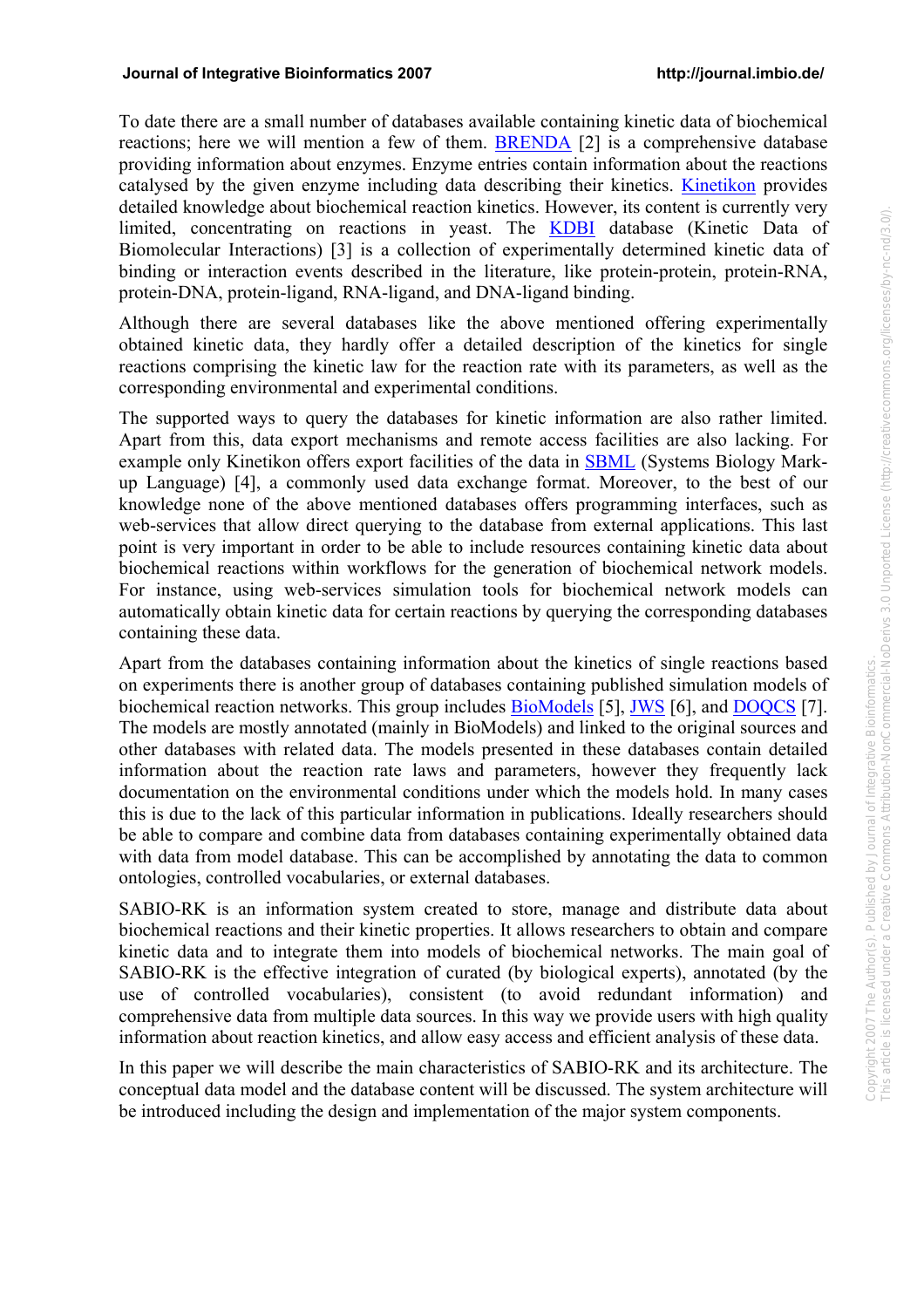To date there are a small number of databases available containing kinetic data of biochemical reactions; here we will mention a few of them. BRENDA [2] is a comprehensive database providing information about enzymes. Enzyme entries contain information about the reactions catalysed by the given enzyme including data describing their kinetics. Kinetikon provides detailed knowledge about biochemical reaction kinetics. However, its content is currently very limited, concentrating on reactions in yeast. The KDBI database (Kinetic Data of Biomolecular Interactions) [3] is a collection of experimentally determined kinetic data of binding or interaction events described in the literature, like protein-protein, protein-RNA, protein-DNA, protein-ligand, RNA-ligand, and DNA-ligand binding.

Although there are several databases like the above mentioned offering experimentally obtained kinetic data, they hardly offer a detailed description of the kinetics for single reactions comprising the kinetic law for the reaction rate with its parameters, as well as the corresponding environmental and experimental conditions.

The supported ways to query the databases for kinetic information are also rather limited. Apart from this, data export mechanisms and remote access facilities are also lacking. For example only Kinetikon offers export facilities of the data in SBML (Systems Biology Mark-up Language) [4], a commonly used data exchange format. Moreover, to the best of our knowledge none of the above mentioned databases offers programming interfaces, such as web-services that allow direct querying to the database from external applications. This last point is very important in order to be able to include resources containing kinetic data about biochemical reactions within workflows for the generation of biochemical network models. For instance, using web-services simulation tools for biochemical network models can automatically obtain kinetic data for certain reactions by querying the corresponding databases containing these data.

Apart from the databases containing information about the kinetics of single reactions based on experiments there is another group of databases containing published simulation models of biochemical reaction networks. This group includes BioModels [5], JWS [6], and DOQCS [7]. The models are mostly annotated (mainly in BioModels) and linked to the original sources and other databases with related data. The models presented in these databases contain detailed information about the reaction rate laws and parameters, however they frequently lack documentation on the environmental conditions under which the models hold. In many cases this is due to the lack of this particular information in publications. Ideally researchers should be able to compare and combine data from databases containing experimentally obtained data with data from model database. This can be accomplished by annotating the data to common ontologies, controlled vocabularies, or external databases.

SABIO-RK is an information system created to store, manage and distribute data about biochemical reactions and their kinetic properties. It allows researchers to obtain and compare kinetic data and to integrate them into models of biochemical networks. The main goal of SABIO-RK is the effective integration of curated (by biological experts), annotated (by the use of controlled vocabularies), consistent (to avoid redundant information) and comprehensive data from multiple data sources. In this way we provide users with high quality information about reaction kinetics, and allow easy access and efficient analysis of these data.

In this paper we will describe the main characteristics of SABIO-RK and its architecture. The conceptual data model and the database content will be discussed. The system architecture will be introduced including the design and implementation of the major system components.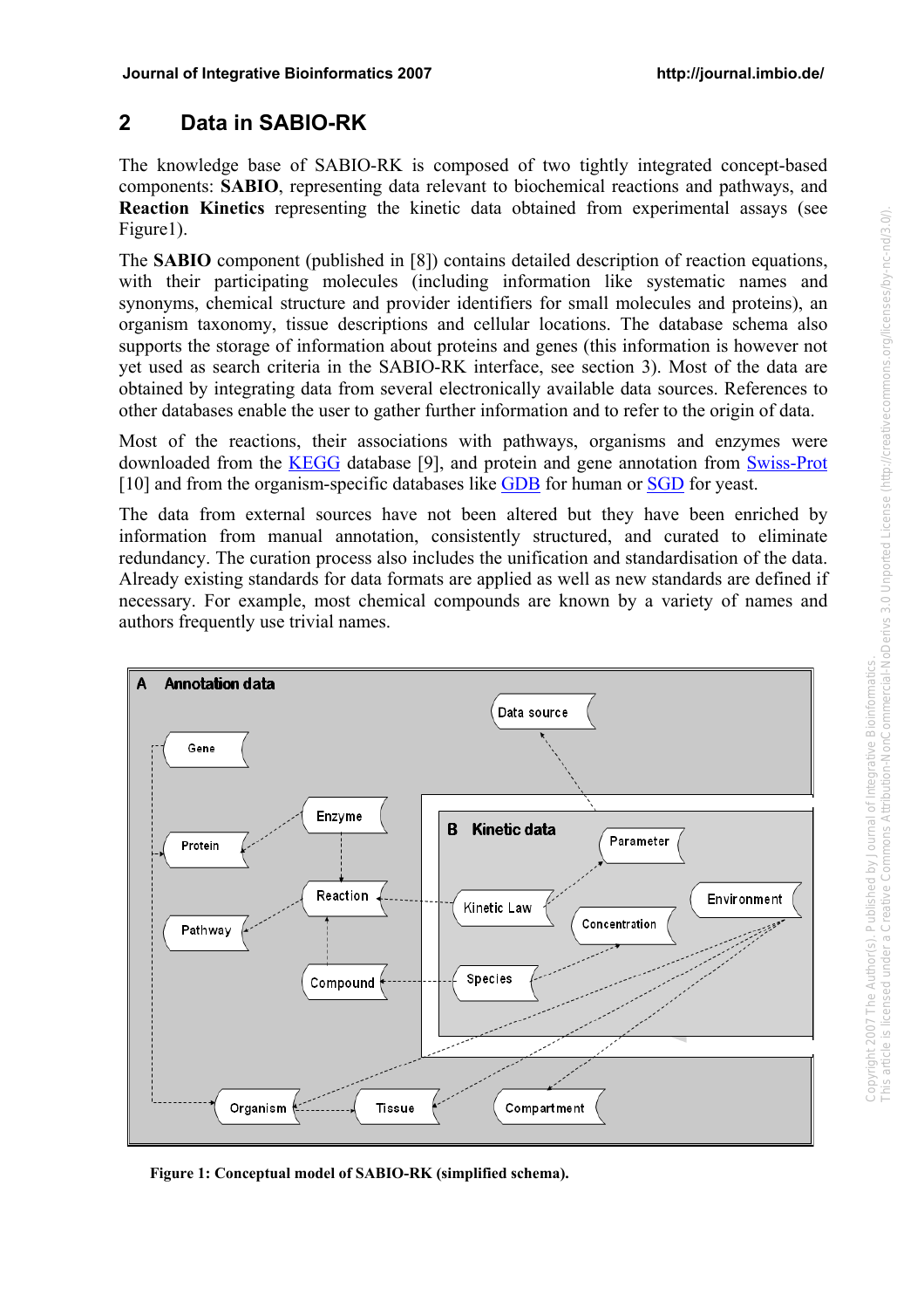## 2 Data in SABIO-RK

The knowledge base of SABIO-RK is composed of two tightly integrated concept-based components: **SABIO**, representing data relevant to biochemical reactions and pathways, and **Reaction Kinetics** representing the kinetic data obtained from experimental assays (see Figure1).

The **SABIO** component (published in [8]) contains detailed description of reaction equations, with their participating molecules (including information like systematic names and synonyms, chemical structure and provider identifiers for small molecules and proteins), an organism taxonomy, tissue descriptions and cellular locations. The database schema also supports the storage of information about proteins and genes (this information is however not yet used as search criteria in the SABIO-RK interface, see section 3). Most of the data are obtained by integrating data from several electronically available data sources. References to other databases enable the user to gather further information and to refer to the origin of data.

Most of the reactions, their associations with pathways, organisms and enzymes were downloaded from the KEGG database [9], and protein and gene annotation from Swiss-Prot [10] and from the organism-specific databases like GDB for human or SGD for yeast.

The data from external sources have not been altered but they have been enriched by information from manual annotation, consistently structured, and curated to eliminate redundancy. The curation process also includes the unification and standardisation of the data. Already existing standards for data formats are applied as well as new standards are defined if necessary. For example, most chemical compounds are known by a variety of names and authors frequently use trivial names.

**Figure 1: Conceptual model of SABIO-RK (simplified schema).**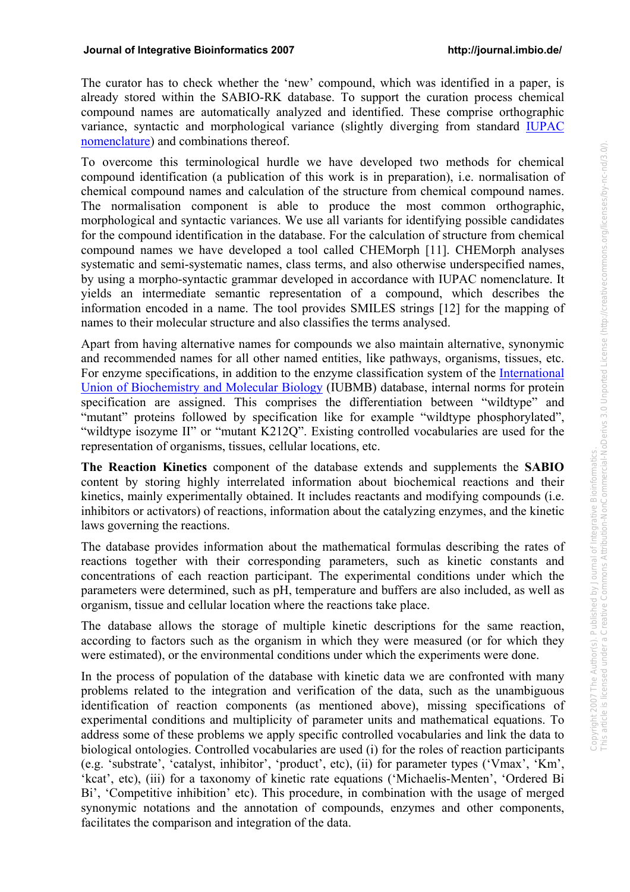The curator has to check whether the 'new' compound, which was identified in a paper, is already stored within the SABIO-RK database. To support the curation process chemical compound names are automatically analyzed and identified. These comprise orthographic variance, syntactic and morphological variance (slightly diverging from standard IUPAC nomenclature) and combinations thereof.

To overcome this terminological hurdle we have developed two methods for chemical compound identification (a publication of this work is in preparation), i.e. normalisation of chemical compound names and calculation of the structure from chemical compound names. The normalisation component is able to produce the most common orthographic, morphological and syntactic variances. We use all variants for identifying possible candidates for the compound identification in the database. For the calculation of structure from chemical compound names we have developed a tool called CHEMorph [11]. CHEMorph analyses systematic and semi-systematic names, class terms, and also otherwise underspecified names, by using a morpho-syntactic grammar developed in accordance with IUPAC nomenclature. It yields an intermediate semantic representation of a compound, which describes the information encoded in a name. The tool provides SMILES strings [12] for the mapping of names to their molecular structure and also classifies the terms analysed.

Apart from having alternative names for compounds we also maintain alternative, synonymic and recommended names for all other named entities, like pathways, organisms, tissues, etc. For enzyme specifications, in addition to the enzyme classification system of the International Union of Biochemistry and Molecular Biology (IUBMB) database, internal norms for protein specification are assigned. This comprises the differentiation between "wildtype" and "mutant" proteins followed by specification like for example "wildtype phosphorylated", "wildtype isozyme II" or "mutant K212Q". Existing controlled vocabularies are used for the representation of organisms, tissues, cellular locations, etc.

**The Reaction Kinetics** component of the database extends and supplements the **SABIO** content by storing highly interrelated information about biochemical reactions and their kinetics, mainly experimentally obtained. It includes reactants and modifying compounds (i.e. inhibitors or activators) of reactions, information about the catalyzing enzymes, and the kinetic laws governing the reactions.

The database provides information about the mathematical formulas describing the rates of reactions together with their corresponding parameters, such as kinetic constants and concentrations of each reaction participant. The experimental conditions under which the parameters were determined, such as pH, temperature and buffers are also included, as well as organism, tissue and cellular location where the reactions take place.

The database allows the storage of multiple kinetic descriptions for the same reaction, according to factors such as the organism in which they were measured (or for which they were estimated), or the environmental conditions under which the experiments were done.

In the process of population of the database with kinetic data we are confronted with many problems related to the integration and verification of the data, such as the unambiguous identification of reaction components (as mentioned above), missing specifications of experimental conditions and multiplicity of parameter units and mathematical equations. To address some of these problems we apply specific controlled vocabularies and link the data to biological ontologies. Controlled vocabularies are used (i) for the roles of reaction participants (e.g. 'substrate', 'catalyst, inhibitor', 'product', etc), (ii) for parameter types ('Vmax', 'Km', 'kcat', etc), (iii) for a taxonomy of kinetic rate equations ('Michaelis-Menten', 'Ordered Bi Bi', 'Competitive inhibition' etc). This procedure, in combination with the usage of merged synonymic notations and the annotation of compounds, enzymes and other components, facilitates the comparison and integration of the data.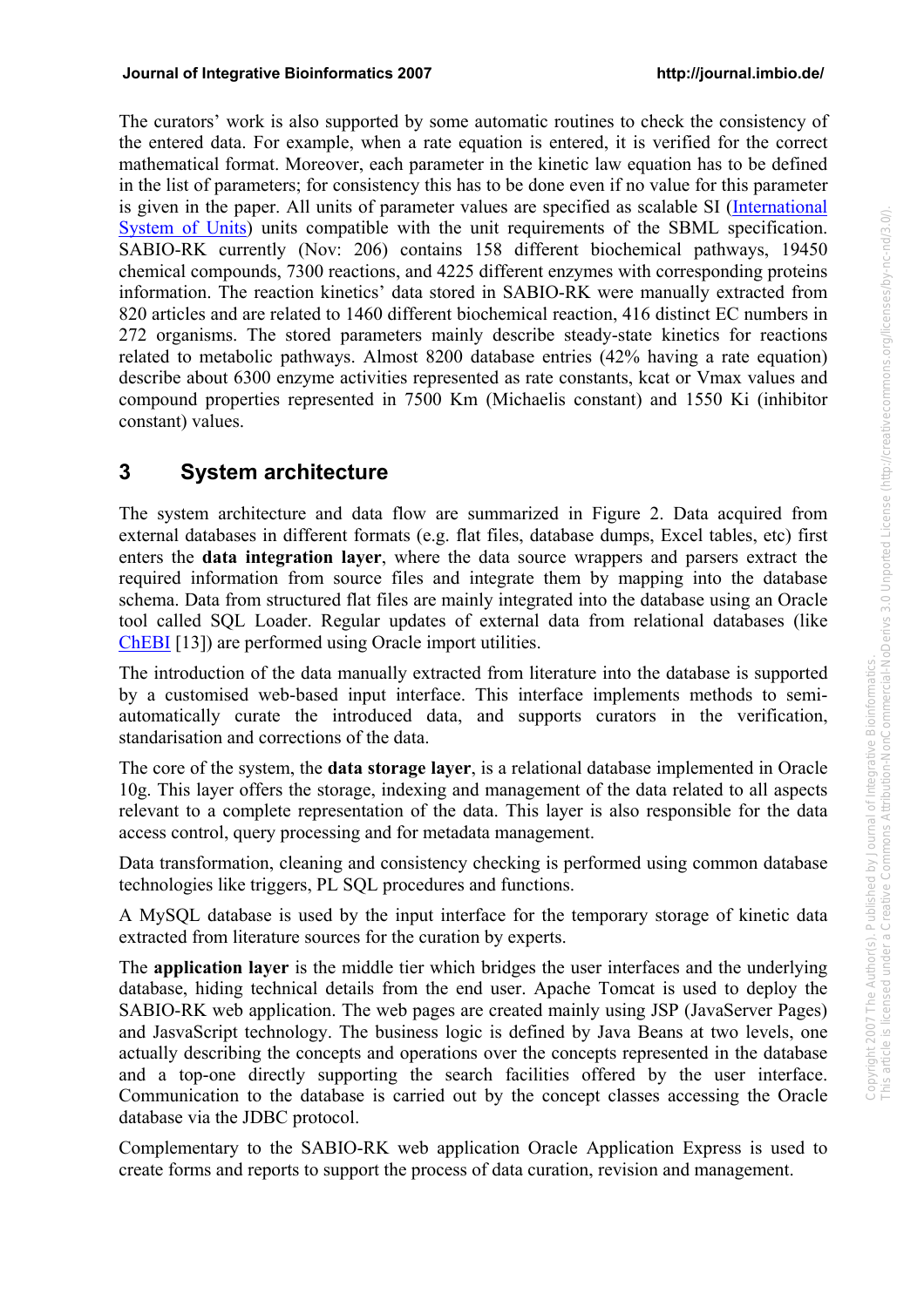The curators' work is also supported by some automatic routines to check the consistency of the entered data. For example, when a rate equation is entered, it is verified for the correct mathematical format. Moreover, each parameter in the kinetic law equation has to be defined in the list of parameters; for consistency this has to be done even if no value for this parameter is given in the paper. All units of parameter values are specified as scalable SI (International System of Units) units compatible with the unit requirements of the SBML specification. SABIO-RK currently (Nov: 206) contains 158 different biochemical pathways, 19450 chemical compounds, 7300 reactions, and 4225 different enzymes with corresponding proteins information. The reaction kinetics' data stored in SABIO-RK were manually extracted from 820 articles and are related to 1460 different biochemical reaction, 416 distinct EC numbers in 272 organisms. The stored parameters mainly describe steady-state kinetics for reactions related to metabolic pathways. Almost 8200 database entries (42% having a rate equation) describe about 6300 enzyme activities represented as rate constants, kcat or Vmax values and compound properties represented in 7500 Km (Michaelis constant) and 1550 Ki (inhibitor constant) values.

# 3 System architecture

The system architecture and data flow are summarized in Figure 2. Data acquired from external databases in different formats (e.g. flat files, database dumps, Excel tables, etc) first enters the **data integration layer**, where the data source wrappers and parsers extract the required information from source files and integrate them by mapping into the database schema. Data from structured flat files are mainly integrated into the database using an Oracle tool called SQL Loader. Regular updates of external data from relational databases (like ChEBI [13]) are performed using Oracle import utilities.

The introduction of the data manually extracted from literature into the database is supported by a customised web-based input interface. This interface implements methods to semi-automatically curate the introduced data, and supports curators in the verification, standarisation and corrections of the data.

The core of the system, the **data storage layer**, is a relational database implemented in Oracle 10g. This layer offers the storage, indexing and management of the data related to all aspects relevant to a complete representation of the data. This layer is also responsible for the data access control, query processing and for metadata management.

Data transformation, cleaning and consistency checking is performed using common database technologies like triggers, PL SQL procedures and functions.

A MySQL database is used by the input interface for the temporary storage of kinetic data extracted from literature sources for the curation by experts.

The **application layer** is the middle tier which bridges the user interfaces and the underlying database, hiding technical details from the end user. Apache Tomcat is used to deploy the SABIO-RK web application. The web pages are created mainly using JSP (JavaServer Pages) and JasvaScript technology. The business logic is defined by Java Beans at two levels, one actually describing the concepts and operations over the concepts represented in the database and a top-one directly supporting the search facilities offered by the user interface. Communication to the database is carried out by the concept classes accessing the Oracle database via the JDBC protocol.

Complementary to the SABIO-RK web application Oracle Application Express is used to create forms and reports to support the process of data curation, revision and management.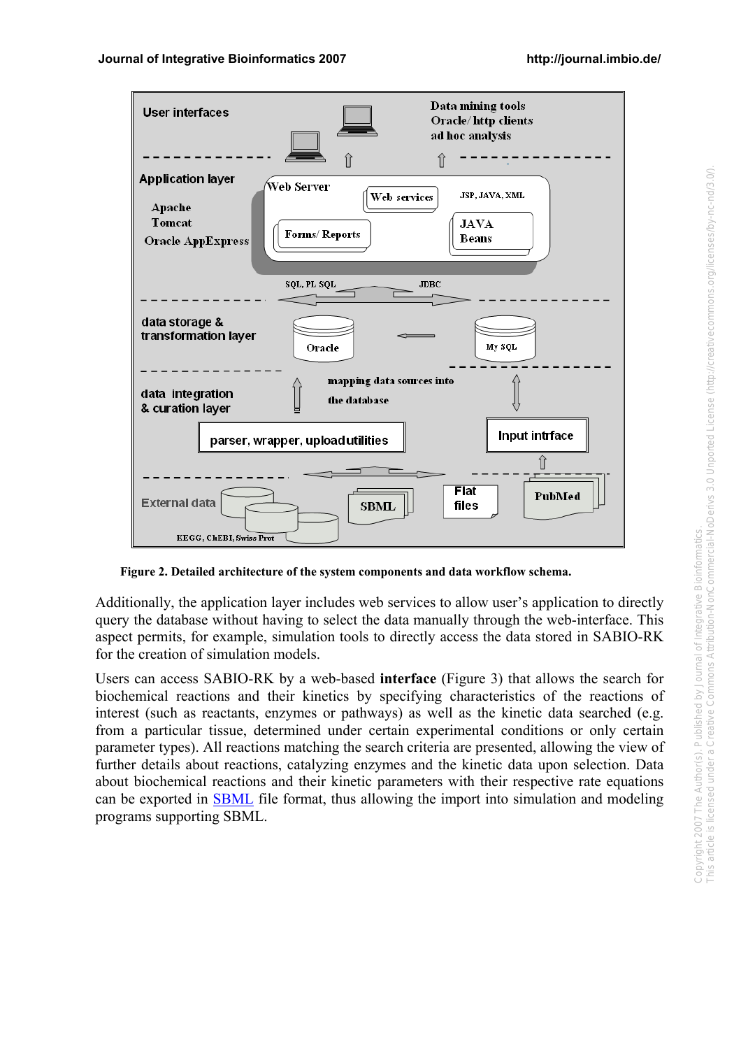Figure 2. Detailed architecture of the system components and data workflow schema.

Additionally, the application layer includes web services to allow user's application to directly query the database without having to select the data manually through the web-interface. This aspect permits, for example, simulation tools to directly access the data stored in SABIO-RK for the creation of simulation models.

Users can access SABIO-RK by a web-based **interface** (Figure 3) that allows the search for biochemical reactions and their kinetics by specifying characteristics of the reactions of interest (such as reactants, enzymes or pathways) as well as the kinetic data searched (e.g. from a particular tissue, determined under certain experimental conditions or only certain parameter types). All reactions matching the search criteria are presented, allowing the view of further details about reactions, catalyzing enzymes and the kinetic data upon selection. Data about biochemical reactions and their kinetic parameters with their respective rate equations can be exported in SBML file format, thus allowing the import into simulation and modeling programs supporting SBML.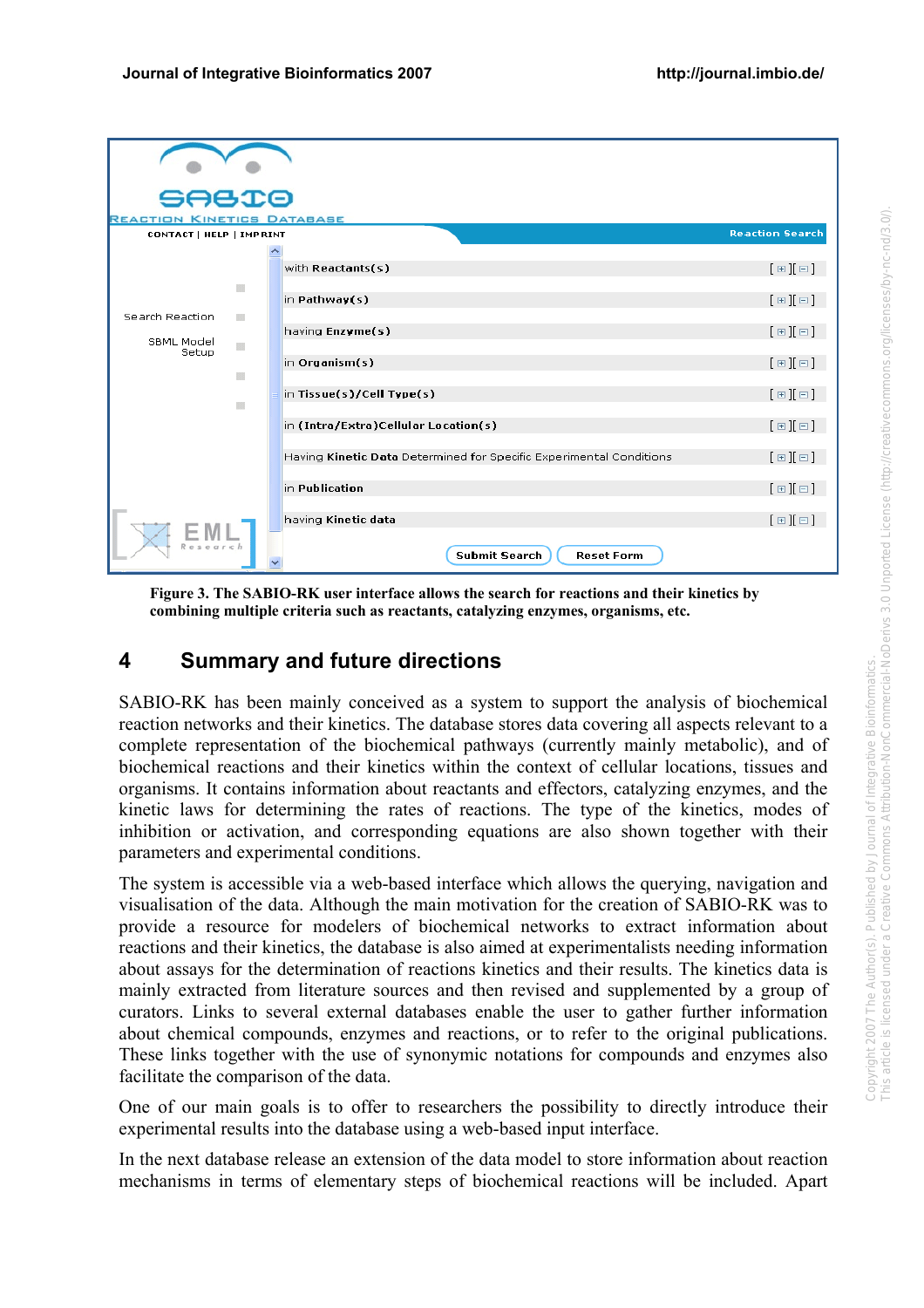**Figure 3. The SABIO-RK user interface allows the search for reactions and their kinetics by combining multiple criteria such as reactants, catalyzing enzymes, organisms, etc.**

## 4 Summary and future directions

SABIO-RK has been mainly conceived as a system to support the analysis of biochemical reaction networks and their kinetics. The database stores data covering all aspects relevant to a complete representation of the biochemical pathways (currently mainly metabolic), and of biochemical reactions and their kinetics within the context of cellular locations, tissues and organisms. It contains information about reactants and effectors, catalyzing enzymes, and the kinetic laws for determining the rates of reactions. The type of the kinetics, modes of inhibition or activation, and corresponding equations are also shown together with their parameters and experimental conditions.

The system is accessible via a web-based interface which allows the querying, navigation and visualisation of the data. Although the main motivation for the creation of SABIO-RK was to provide a resource for modelers of biochemical networks to extract information about reactions and their kinetics, the database is also aimed at experimentalists needing information about assays for the determination of reactions kinetics and their results. The kinetics data is mainly extracted from literature sources and then revised and supplemented by a group of curators. Links to several external databases enable the user to gather further information about chemical compounds, enzymes and reactions, or to refer to the original publications. These links together with the use of synonymic notations for compounds and enzymes also facilitate the comparison of the data.

One of our main goals is to offer to researchers the possibility to directly introduce their experimental results into the database using a web-based input interface.

In the next database release an extension of the data model to store information about reaction mechanisms in terms of elementary steps of biochemical reactions will be included. Apart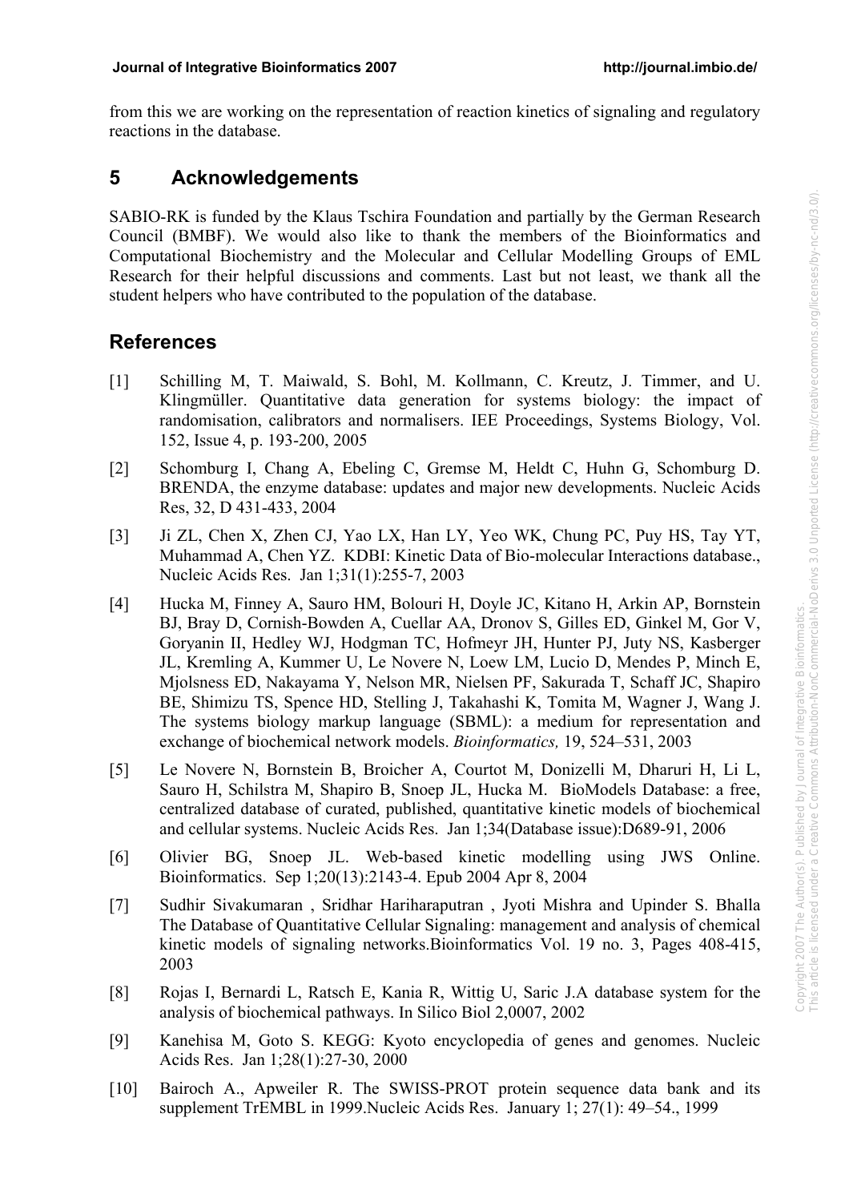from this we are working on the representation of reaction kinetics of signaling and regulatory reactions in the database.

## 5 Acknowledgements

SABIO-RK is funded by the Klaus Tschira Foundation and partially by the German Research Council (BMBF). We would also like to thank the members of the Bioinformatics and Computational Biochemistry and the Molecular and Cellular Modelling Groups of EML Research for their helpful discussions and comments. Last but not least, we thank all the student helpers who have contributed to the population of the database.

## References

[1] Schilling M, T. Maiwald, S. Bohl, M. Kollmann, C. Kreutz, J. Timmer, and U. Klingmüller. Quantitative data generation for systems biology: the impact of randomisation, calibrators and normalisers. IEE Proceedings, Systems Biology, Vol. 152, Issue 4, p. 193-200, 2005

[2] Schomburg I, Chang A, Ebeling C, Gremse M, Heldt C, Huhn G, Schomburg D. BRENDA, the enzyme database: updates and major new developments. Nucleic Acids Res, 32, D 431-433, 2004

[3] Ji ZL, Chen X, Zhen CJ, Yao LX, Han LY, Yeo WK, Chung PC, Puy HS, Tay YT, Muhammad A, Chen YZ. KDBI: Kinetic Data of Bio-molecular Interactions database., Nucleic Acids Res. Jan 1;31(1):255-7, 2003

[4] Hucka M, Finney A, Sauro HM, Bolouri H, Doyle JC, Kitano H, Arkin AP, Bornstein BJ, Bray D, Cornish-Bowden A, Cuellar AA, Dronov S, Gilles ED, Ginkel M, Gor V, Goryanin II, Hedley WJ, Hodgman TC, Hofmeyr JH, Hunter PJ, Juty NS, Kasberger JL, Kremling A, Kummer U, Le Novere N, Loew LM, Lucio D, Mendes P, Minch E, Mjolsness ED, Nakayama Y, Nelson MR, Nielsen PF, Sakurada T, Schaff JC, Shapiro BE, Shimizu TS, Spence HD, Stelling J, Takahashi K, Tomita M, Wagner J, Wang J. The systems biology markup language (SBML): a medium for representation and exchange of biochemical network models. *Bioinformatics,* 19, 524–531, 2003

[5] Le Novere N, Bornstein B, Broicher A, Courtot M, Donizelli M, Dharuri H, Li L, Sauro H, Schilstra M, Shapiro B, Snoep JL, Hucka M. BioModels Database: a free, centralized database of curated, published, quantitative kinetic models of biochemical and cellular systems. Nucleic Acids Res. Jan 1;34(Database issue):D689-91, 2006

[6] Olivier BG, Snoep JL. Web-based kinetic modelling using JWS Online. Bioinformatics. Sep 1;20(13):2143-4. Epub 2004 Apr 8, 2004

[7] Sudhir Sivakumaran , Sridhar Hariharaputran , Jyoti Mishra and Upinder S. Bhalla The Database of Quantitative Cellular Signaling: management and analysis of chemical kinetic models of signaling networks.Bioinformatics Vol. 19 no. 3, Pages 408-415, 2003

[8] Rojas I, Bernardi L, Ratsch E, Kania R, Wittig U, Saric J.A database system for the analysis of biochemical pathways. In Silico Biol 2,0007, 2002

[9] Kanehisa M, Goto S. KEGG: Kyoto encyclopedia of genes and genomes. Nucleic Acids Res. Jan 1;28(1):27-30, 2000

[10] Bairoch A., Apweiler R. The SWISS-PROT protein sequence data bank and its supplement TrEMBL in 1999.Nucleic Acids Res. January 1; 27(1): 49–54., 1999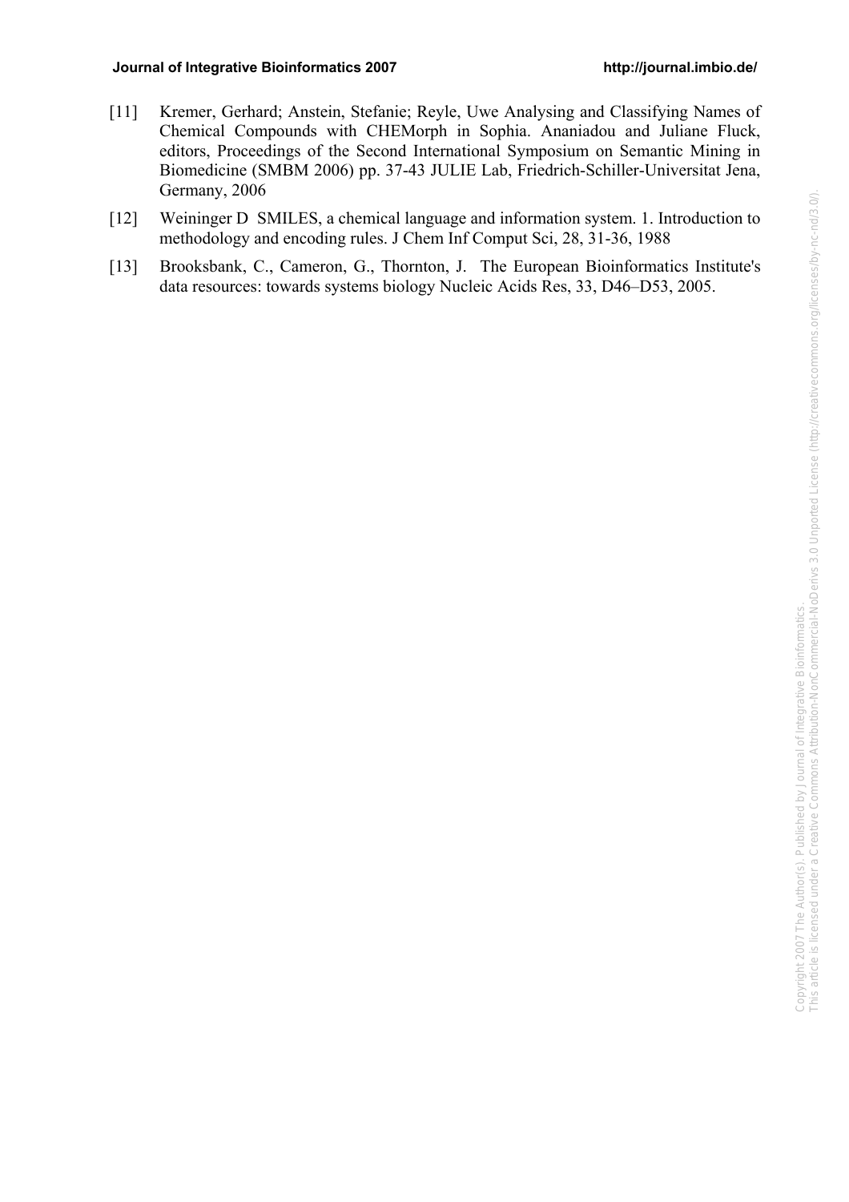[11] Kremer, Gerhard; Anstein, Stefanie; Reyle, Uwe Analysing and Classifying Names of Chemical Compounds with CHEMorph in Sophia. Ananiadou and Juliane Fluck, editors, Proceedings of the Second International Symposium on Semantic Mining in Biomedicine (SMBM 2006) pp. 37-43 JULIE Lab, Friedrich-Schiller-Universitat Jena, Germany, 2006

[12] Weininger D SMILES, a chemical language and information system. 1. Introduction to methodology and encoding rules. J Chem Inf Comput Sci, 28, 31-36, 1988

[13] Brooksbank, C., Cameron, G., Thornton, J. The European Bioinformatics Institute's data resources: towards systems biology Nucleic Acids Res, 33, D46–D53, 2005.

Copyright 2007 The Author(s). Published by Journal of Integrative Bioinformatics.
This article is licensed under a Creative Commons Attribution-NonCommercial-NoDerivs 3.0 Unported License (http://creativecommons.org/licenses/by-nc-nd/3.0/).